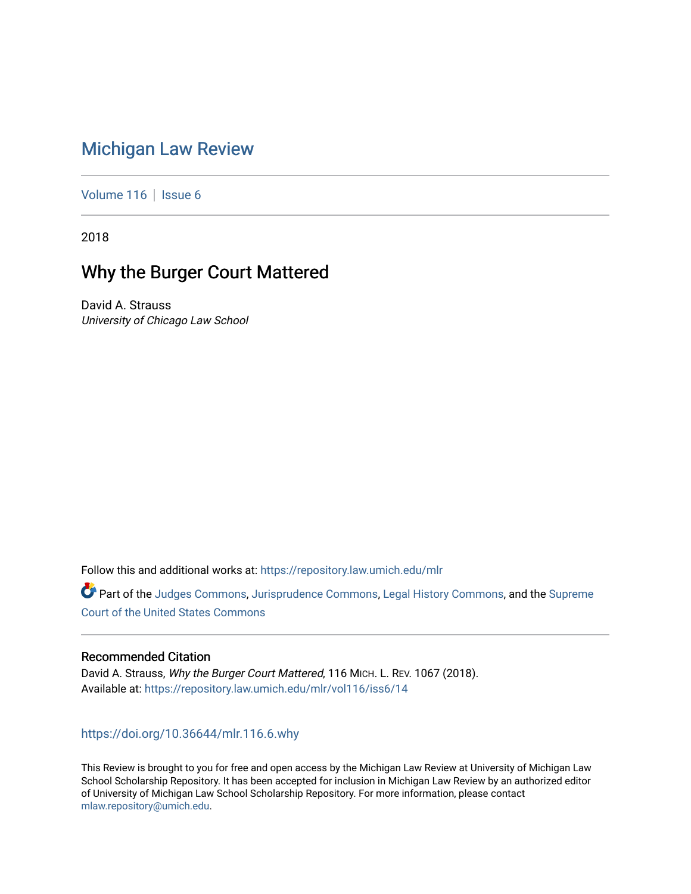# Michigan Law Review

Volume 116 | Issue 6

2018

## Why the Burger Court Mattered

David A. Strauss
*University of Chicago Law School*

Follow this and additional works at: https://repository.law.umich.edu/mlr

Part of the Judges Commons, Jurisprudence Commons, Legal History Commons, and the Supreme Court of the United States Commons

### Recommended Citation

David A. Strauss, *Why the Burger Court Mattered*, 116 MICH. L. REV. 1067 (2018).
Available at: https://repository.law.umich.edu/mlr/vol116/iss6/14

https://doi.org/10.36644/mlr.116.6.why

This Review is brought to you for free and open access by the Michigan Law Review at University of Michigan Law School Scholarship Repository. It has been accepted for inclusion in Michigan Law Review by an authorized editor of University of Michigan Law School Scholarship Repository. For more information, please contact mlaw.repository@umich.edu.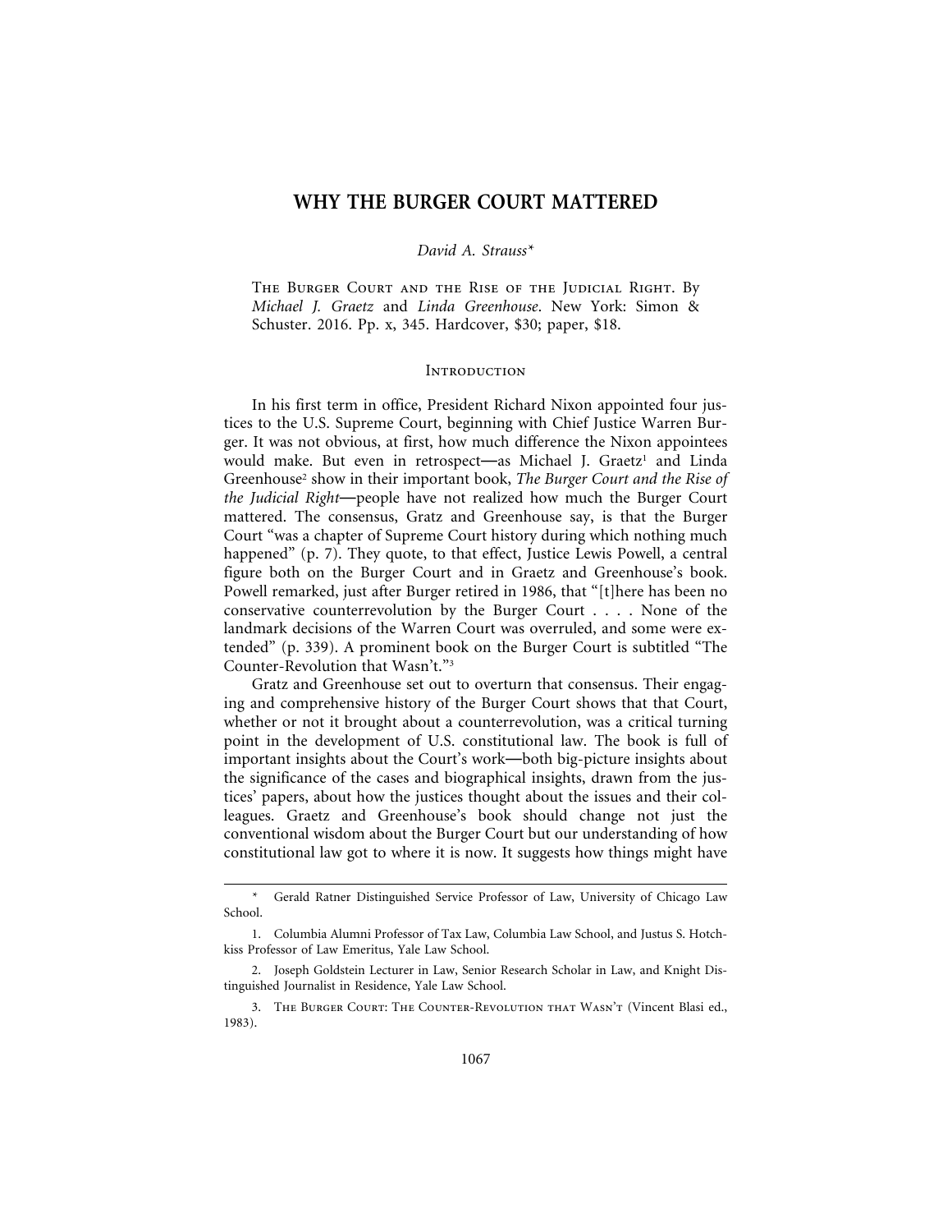# WHY THE BURGER COURT MATTERED

*David A. Strauss\**

The Burger Court and the Rise of the Judicial Right. By *Michael J. Graetz* and *Linda Greenhouse*. New York: Simon & Schuster. 2016. Pp. x, 345. Hardcover, $30; paper, $18.

## Introduction

In his first term in office, President Richard Nixon appointed four justices to the U.S. Supreme Court, beginning with Chief Justice Warren Burger. It was not obvious, at first, how much difference the Nixon appointees would make. But even in retrospect—as Michael J. Graetz[1] and Linda Greenhouse[2] show in their important book, *The Burger Court and the Rise of the Judicial Right*—people have not realized how much the Burger Court mattered. The consensus, Gratz and Greenhouse say, is that the Burger Court "was a chapter of Supreme Court history during which nothing much happened" (p. 7). They quote, to that effect, Justice Lewis Powell, a central figure both on the Burger Court and in Graetz and Greenhouse's book. Powell remarked, just after Burger retired in 1986, that "[t]here has been no conservative counterrevolution by the Burger Court . . . . None of the landmark decisions of the Warren Court was overruled, and some were extended" (p. 339). A prominent book on the Burger Court is subtitled "The Counter-Revolution that Wasn't."[3]

Gratz and Greenhouse set out to overturn that consensus. Their engaging and comprehensive history of the Burger Court shows that that Court, whether or not it brought about a counterrevolution, was a critical turning point in the development of U.S. constitutional law. The book is full of important insights about the Court's work—both big-picture insights about the significance of the cases and biographical insights, drawn from the justices' papers, about how the justices thought about the issues and their colleagues. Graetz and Greenhouse's book should change not just the conventional wisdom about the Burger Court but our understanding of how constitutional law got to where it is now. It suggests how things might have

---

\* Gerald Ratner Distinguished Service Professor of Law, University of Chicago Law School.

1. Columbia Alumni Professor of Tax Law, Columbia Law School, and Justus S. Hotchkiss Professor of Law Emeritus, Yale Law School.

2. Joseph Goldstein Lecturer in Law, Senior Research Scholar in Law, and Knight Distinguished Journalist in Residence, Yale Law School.

3. The Burger Court: The Counter-Revolution that Wasn't (Vincent Blasi ed., 1983).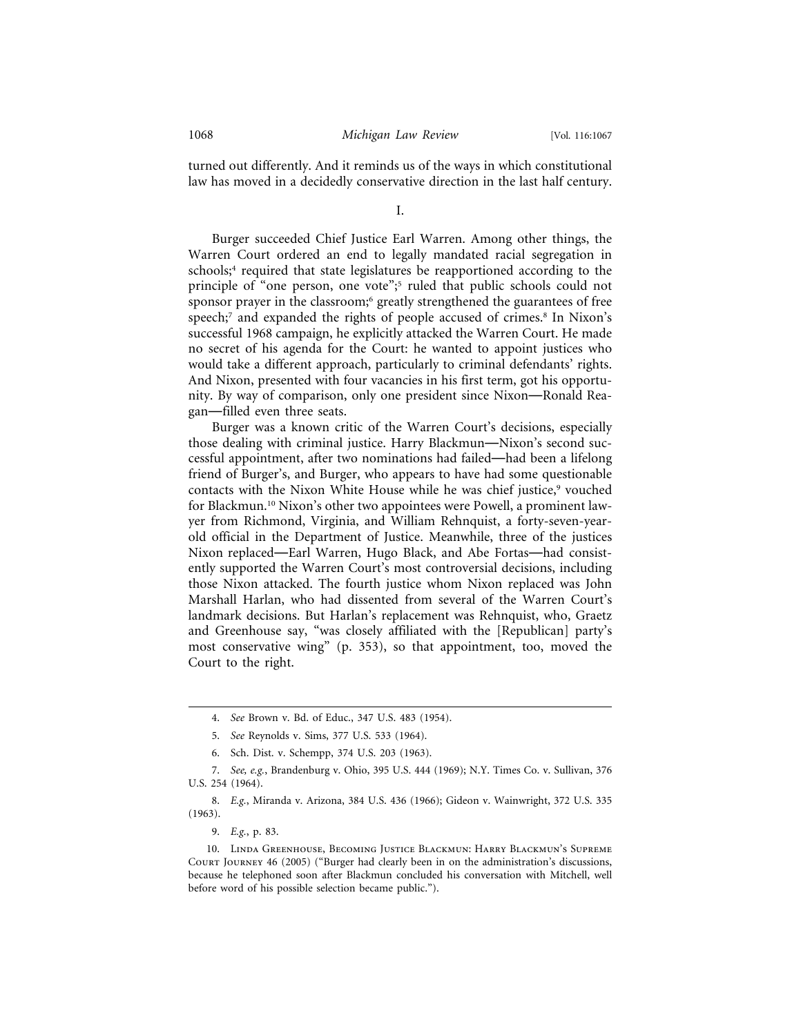turned out differently. And it reminds us of the ways in which constitutional law has moved in a decidedly conservative direction in the last half century.

## I.

Burger succeeded Chief Justice Earl Warren. Among other things, the Warren Court ordered an end to legally mandated racial segregation in schools;[4] required that state legislatures be reapportioned according to the principle of "one person, one vote";[5] ruled that public schools could not sponsor prayer in the classroom;[6] greatly strengthened the guarantees of free speech;[7] and expanded the rights of people accused of crimes.[8] In Nixon's successful 1968 campaign, he explicitly attacked the Warren Court. He made no secret of his agenda for the Court: he wanted to appoint justices who would take a different approach, particularly to criminal defendants' rights. And Nixon, presented with four vacancies in his first term, got his opportunity. By way of comparison, only one president since Nixon—Ronald Reagan—filled even three seats.

Burger was a known critic of the Warren Court's decisions, especially those dealing with criminal justice. Harry Blackmun—Nixon's second successful appointment, after two nominations had failed—had been a lifelong friend of Burger's, and Burger, who appears to have had some questionable contacts with the Nixon White House while he was chief justice,[9] vouched for Blackmun.[10] Nixon's other two appointees were Powell, a prominent lawyer from Richmond, Virginia, and William Rehnquist, a forty-seven-year-old official in the Department of Justice. Meanwhile, three of the justices Nixon replaced—Earl Warren, Hugo Black, and Abe Fortas—had consistently supported the Warren Court's most controversial decisions, including those Nixon attacked. The fourth justice whom Nixon replaced was John Marshall Harlan, who had dissented from several of the Warren Court's landmark decisions. But Harlan's replacement was Rehnquist, who, Graetz and Greenhouse say, "was closely affiliated with the [Republican] party's most conservative wing" (p. 353), so that appointment, too, moved the Court to the right.

---

4. *See* Brown v. Bd. of Educ., 347 U.S. 483 (1954).

5. *See* Reynolds v. Sims, 377 U.S. 533 (1964).

6. Sch. Dist. v. Schempp, 374 U.S. 203 (1963).

7. *See, e.g.*, Brandenburg v. Ohio, 395 U.S. 444 (1969); N.Y. Times Co. v. Sullivan, 376 U.S. 254 (1964).

8. *E.g.*, Miranda v. Arizona, 384 U.S. 436 (1966); Gideon v. Wainwright, 372 U.S. 335 (1963).

9. *E.g.*, p. 83.

10. Linda Greenhouse, Becoming Justice Blackmun: Harry Blackmun's Supreme Court Journey 46 (2005) ("Burger had clearly been in on the administration's discussions, because he telephoned soon after Blackmun concluded his conversation with Mitchell, well before word of his possible selection became public.").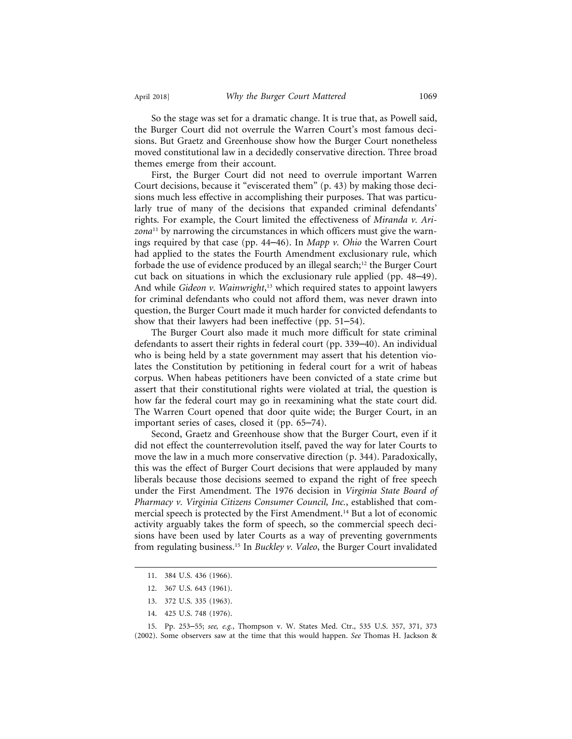So the stage was set for a dramatic change. It is true that, as Powell said, the Burger Court did not overrule the Warren Court's most famous decisions. But Graetz and Greenhouse show how the Burger Court nonetheless moved constitutional law in a decidedly conservative direction. Three broad themes emerge from their account.

First, the Burger Court did not need to overrule important Warren Court decisions, because it "eviscerated them" (p. 43) by making those decisions much less effective in accomplishing their purposes. That was particularly true of many of the decisions that expanded criminal defendants' rights. For example, the Court limited the effectiveness of *Miranda v. Arizona*[11] by narrowing the circumstances in which officers must give the warnings required by that case (pp. 44–46). In *Mapp v. Ohio* the Warren Court had applied to the states the Fourth Amendment exclusionary rule, which forbade the use of evidence produced by an illegal search;[12] the Burger Court cut back on situations in which the exclusionary rule applied (pp. 48–49). And while *Gideon v. Wainwright*,[13] which required states to appoint lawyers for criminal defendants who could not afford them, was never drawn into question, the Burger Court made it much harder for convicted defendants to show that their lawyers had been ineffective (pp. 51–54).

The Burger Court also made it much more difficult for state criminal defendants to assert their rights in federal court (pp. 339–40). An individual who is being held by a state government may assert that his detention violates the Constitution by petitioning in federal court for a writ of habeas corpus. When habeas petitioners have been convicted of a state crime but assert that their constitutional rights were violated at trial, the question is how far the federal court may go in reexamining what the state court did. The Warren Court opened that door quite wide; the Burger Court, in an important series of cases, closed it (pp. 65–74).

Second, Graetz and Greenhouse show that the Burger Court, even if it did not effect the counterrevolution itself, paved the way for later Courts to move the law in a much more conservative direction (p. 344). Paradoxically, this was the effect of Burger Court decisions that were applauded by many liberals because those decisions seemed to expand the right of free speech under the First Amendment. The 1976 decision in *Virginia State Board of Pharmacy v. Virginia Citizens Consumer Council, Inc.*, established that commercial speech is protected by the First Amendment.[14] But a lot of economic activity arguably takes the form of speech, so the commercial speech decisions have been used by later Courts as a way of preventing governments from regulating business.[15] In *Buckley v. Valeo*, the Burger Court invalidated

---

11. 384 U.S. 436 (1966).

12. 367 U.S. 643 (1961).

13. 372 U.S. 335 (1963).

14. 425 U.S. 748 (1976).

15. Pp. 253–55; *see, e.g.*, Thompson v. W. States Med. Ctr., 535 U.S. 357, 371, 373 (2002). Some observers saw at the time that this would happen. *See* Thomas H. Jackson &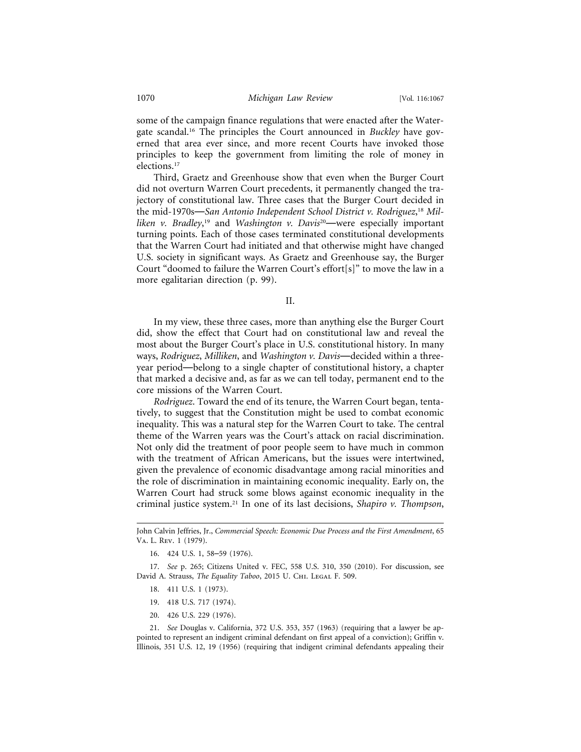some of the campaign finance regulations that were enacted after the Watergate scandal.[16] The principles the Court announced in *Buckley* have governed that area ever since, and more recent Courts have invoked those principles to keep the government from limiting the role of money in elections.[17]

Third, Graetz and Greenhouse show that even when the Burger Court did not overturn Warren Court precedents, it permanently changed the trajectory of constitutional law. Three cases that the Burger Court decided in the mid-1970s—*San Antonio Independent School District v. Rodriguez*,[18] *Milliken v. Bradley*,[19] and *Washington v. Davis*[20]—were especially important turning points. Each of those cases terminated constitutional developments that the Warren Court had initiated and that otherwise might have changed U.S. society in significant ways. As Graetz and Greenhouse say, the Burger Court "doomed to failure the Warren Court's effort[s]" to move the law in a more egalitarian direction (p. 99).

## II.

In my view, these three cases, more than anything else the Burger Court did, show the effect that Court had on constitutional law and reveal the most about the Burger Court's place in U.S. constitutional history. In many ways, *Rodriguez*, *Milliken*, and *Washington v. Davis*—decided within a three-year period—belong to a single chapter of constitutional history, a chapter that marked a decisive and, as far as we can tell today, permanent end to the core missions of the Warren Court.

*Rodriguez*. Toward the end of its tenure, the Warren Court began, tentatively, to suggest that the Constitution might be used to combat economic inequality. This was a natural step for the Warren Court to take. The central theme of the Warren years was the Court's attack on racial discrimination. Not only did the treatment of poor people seem to have much in common with the treatment of African Americans, but the issues were intertwined, given the prevalence of economic disadvantage among racial minorities and the role of discrimination in maintaining economic inequality. Early on, the Warren Court had struck some blows against economic inequality in the criminal justice system.[21] In one of its last decisions, *Shapiro v. Thompson*,

---

John Calvin Jeffries, Jr., *Commercial Speech: Economic Due Process and the First Amendment*, 65 VA. L. REV. 1 (1979).

16. 424 U.S. 1, 58–59 (1976).

17. *See* p. 265; Citizens United v. FEC, 558 U.S. 310, 350 (2010). For discussion, see David A. Strauss, *The Equality Taboo*, 2015 U. CHI. LEGAL F. 509.

18. 411 U.S. 1 (1973).

19. 418 U.S. 717 (1974).

20. 426 U.S. 229 (1976).

21. *See* Douglas v. California, 372 U.S. 353, 357 (1963) (requiring that a lawyer be appointed to represent an indigent criminal defendant on first appeal of a conviction); Griffin v. Illinois, 351 U.S. 12, 19 (1956) (requiring that indigent criminal defendants appealing their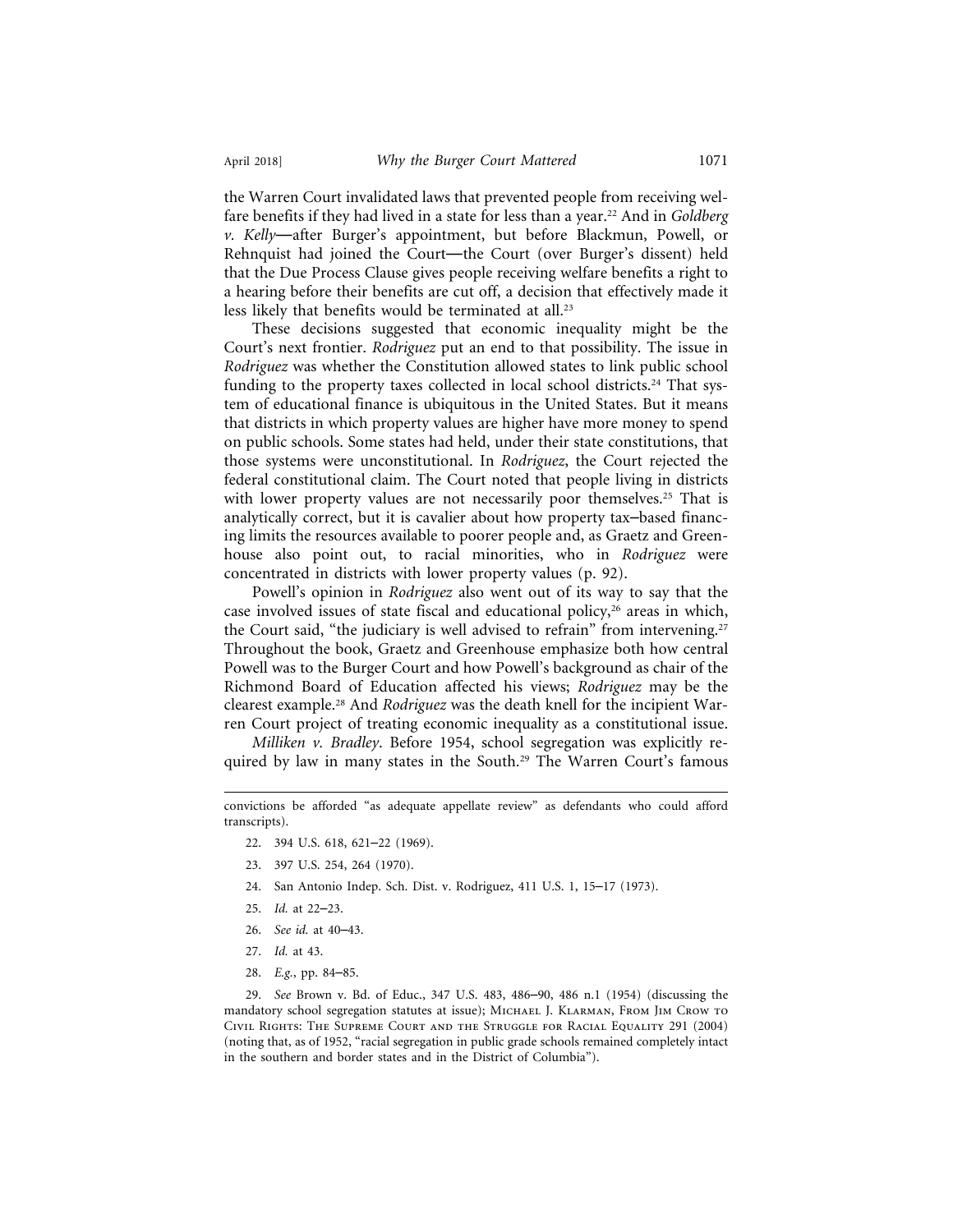the Warren Court invalidated laws that prevented people from receiving welfare benefits if they had lived in a state for less than a year.[22] And in *Goldberg v. Kelly*—after Burger's appointment, but before Blackmun, Powell, or Rehnquist had joined the Court—the Court (over Burger's dissent) held that the Due Process Clause gives people receiving welfare benefits a right to a hearing before their benefits are cut off, a decision that effectively made it less likely that benefits would be terminated at all.[23]

These decisions suggested that economic inequality might be the Court's next frontier. *Rodriguez* put an end to that possibility. The issue in *Rodriguez* was whether the Constitution allowed states to link public school funding to the property taxes collected in local school districts.[24] That system of educational finance is ubiquitous in the United States. But it means that districts in which property values are higher have more money to spend on public schools. Some states had held, under their state constitutions, that those systems were unconstitutional. In *Rodriguez*, the Court rejected the federal constitutional claim. The Court noted that people living in districts with lower property values are not necessarily poor themselves.[25] That is analytically correct, but it is cavalier about how property tax–based financing limits the resources available to poorer people and, as Graetz and Greenhouse also point out, to racial minorities, who in *Rodriguez* were concentrated in districts with lower property values (p. 92).

Powell's opinion in *Rodriguez* also went out of its way to say that the case involved issues of state fiscal and educational policy,[26] areas in which, the Court said, "the judiciary is well advised to refrain" from intervening.[27] Throughout the book, Graetz and Greenhouse emphasize both how central Powell was to the Burger Court and how Powell's background as chair of the Richmond Board of Education affected his views; *Rodriguez* may be the clearest example.[28] And *Rodriguez* was the death knell for the incipient Warren Court project of treating economic inequality as a constitutional issue.

*Milliken v. Bradley*. Before 1954, school segregation was explicitly required by law in many states in the South.[29] The Warren Court's famous

---

convictions be afforded "as adequate appellate review" as defendants who could afford transcripts).

22. 394 U.S. 618, 621–22 (1969).

23. 397 U.S. 254, 264 (1970).

24. San Antonio Indep. Sch. Dist. v. Rodriguez, 411 U.S. 1, 15–17 (1973).

25. *Id.* at 22–23.

26. *See id.* at 40–43.

27. *Id.* at 43.

28. *E.g.*, pp. 84–85.

29. *See* Brown v. Bd. of Educ., 347 U.S. 483, 486–90, 486 n.1 (1954) (discussing the mandatory school segregation statutes at issue); Michael J. Klarman, From Jim Crow to Civil Rights: The Supreme Court and the Struggle for Racial Equality 291 (2004) (noting that, as of 1952, "racial segregation in public grade schools remained completely intact in the southern and border states and in the District of Columbia").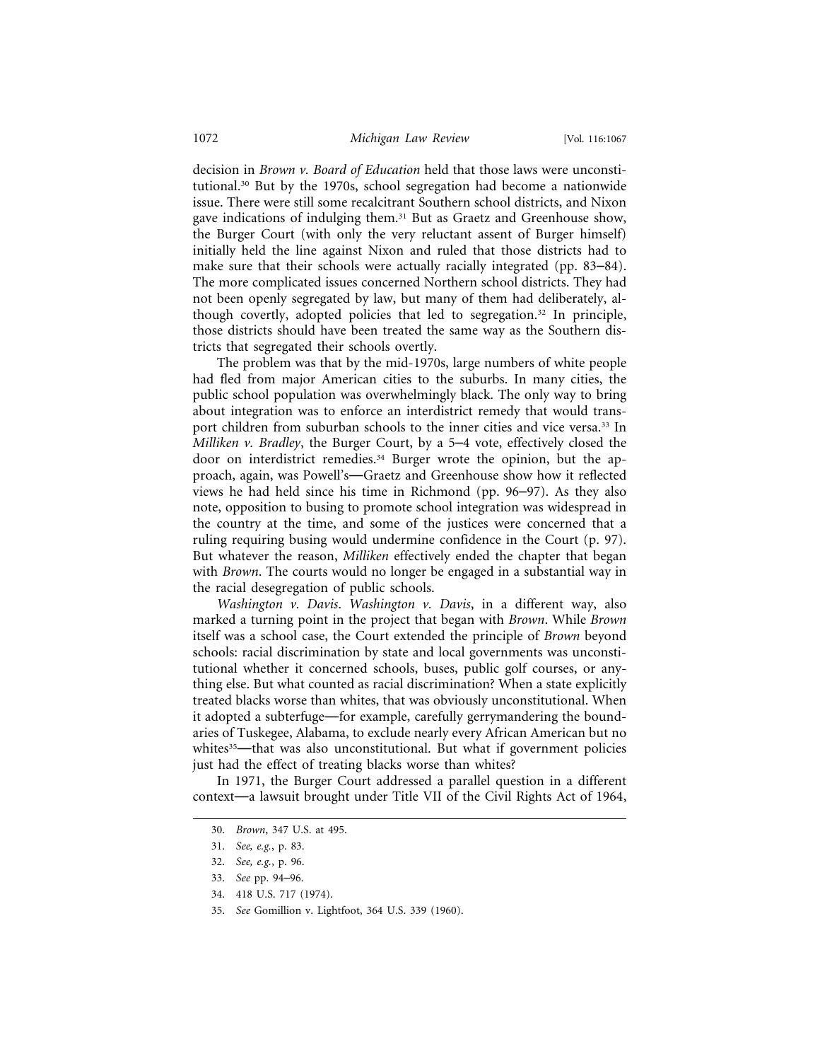decision in *Brown v. Board of Education* held that those laws were unconstitutional.[30] But by the 1970s, school segregation had become a nationwide issue. There were still some recalcitrant Southern school districts, and Nixon gave indications of indulging them.[31] But as Graetz and Greenhouse show, the Burger Court (with only the very reluctant assent of Burger himself) initially held the line against Nixon and ruled that those districts had to make sure that their schools were actually racially integrated (pp. 83–84). The more complicated issues concerned Northern school districts. They had not been openly segregated by law, but many of them had deliberately, although covertly, adopted policies that led to segregation.[32] In principle, those districts should have been treated the same way as the Southern districts that segregated their schools overtly.

The problem was that by the mid-1970s, large numbers of white people had fled from major American cities to the suburbs. In many cities, the public school population was overwhelmingly black. The only way to bring about integration was to enforce an interdistrict remedy that would transport children from suburban schools to the inner cities and vice versa.[33] In *Milliken v. Bradley*, the Burger Court, by a 5–4 vote, effectively closed the door on interdistrict remedies.[34] Burger wrote the opinion, but the approach, again, was Powell's—Graetz and Greenhouse show how it reflected views he had held since his time in Richmond (pp. 96–97). As they also note, opposition to busing to promote school integration was widespread in the country at the time, and some of the justices were concerned that a ruling requiring busing would undermine confidence in the Court (p. 97). But whatever the reason, *Milliken* effectively ended the chapter that began with *Brown*. The courts would no longer be engaged in a substantial way in the racial desegregation of public schools.

*Washington v. Davis*. *Washington v. Davis*, in a different way, also marked a turning point in the project that began with *Brown*. While *Brown* itself was a school case, the Court extended the principle of *Brown* beyond schools: racial discrimination by state and local governments was unconstitutional whether it concerned schools, buses, public golf courses, or anything else. But what counted as racial discrimination? When a state explicitly treated blacks worse than whites, that was obviously unconstitutional. When it adopted a subterfuge—for example, carefully gerrymandering the boundaries of Tuskegee, Alabama, to exclude nearly every African American but no whites[35]—that was also unconstitutional. But what if government policies just had the effect of treating blacks worse than whites?

In 1971, the Burger Court addressed a parallel question in a different context—a lawsuit brought under Title VII of the Civil Rights Act of 1964,

30. *Brown*, 347 U.S. at 495.

31. *See, e.g.*, p. 83.

32. *See, e.g.*, p. 96.

33. *See* pp. 94–96.

34. 418 U.S. 717 (1974).

35. *See* Gomillion v. Lightfoot, 364 U.S. 339 (1960).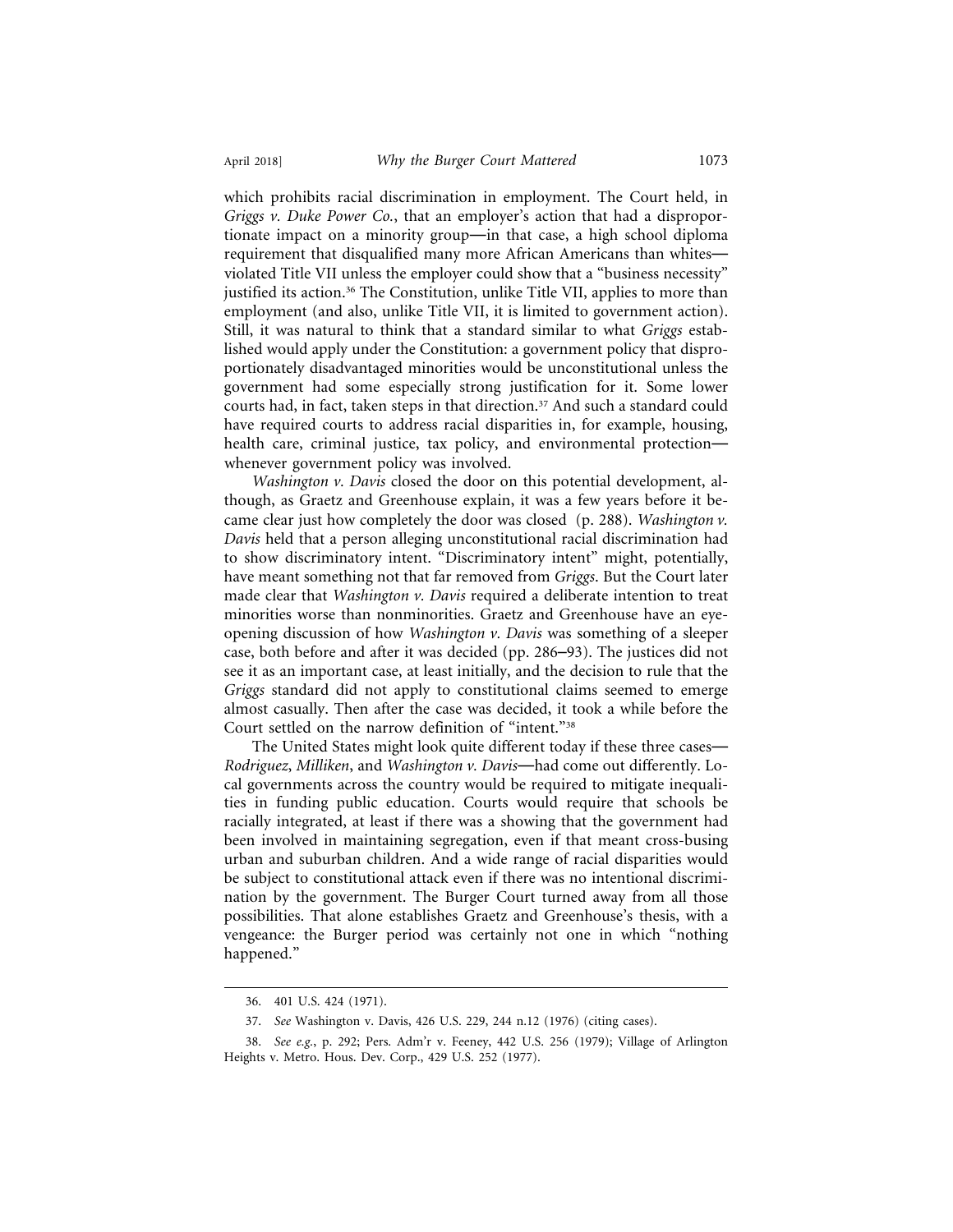which prohibits racial discrimination in employment. The Court held, in *Griggs v. Duke Power Co.*, that an employer's action that had a disproportionate impact on a minority group—in that case, a high school diploma requirement that disqualified many more African Americans than whites—violated Title VII unless the employer could show that a "business necessity" justified its action.[36] The Constitution, unlike Title VII, applies to more than employment (and also, unlike Title VII, it is limited to government action). Still, it was natural to think that a standard similar to what *Griggs* established would apply under the Constitution: a government policy that disproportionately disadvantaged minorities would be unconstitutional unless the government had some especially strong justification for it. Some lower courts had, in fact, taken steps in that direction.[37] And such a standard could have required courts to address racial disparities in, for example, housing, health care, criminal justice, tax policy, and environmental protection—whenever government policy was involved.

*Washington v. Davis* closed the door on this potential development, although, as Graetz and Greenhouse explain, it was a few years before it became clear just how completely the door was closed (p. 288). *Washington v. Davis* held that a person alleging unconstitutional racial discrimination had to show discriminatory intent. "Discriminatory intent" might, potentially, have meant something not that far removed from *Griggs*. But the Court later made clear that *Washington v. Davis* required a deliberate intention to treat minorities worse than nonminorities. Graetz and Greenhouse have an eye-opening discussion of how *Washington v. Davis* was something of a sleeper case, both before and after it was decided (pp. 286–93). The justices did not see it as an important case, at least initially, and the decision to rule that the *Griggs* standard did not apply to constitutional claims seemed to emerge almost casually. Then after the case was decided, it took a while before the Court settled on the narrow definition of "intent."[38]

The United States might look quite different today if these three cases—*Rodriguez*, *Milliken*, and *Washington v. Davis*—had come out differently. Local governments across the country would be required to mitigate inequalities in funding public education. Courts would require that schools be racially integrated, at least if there was a showing that the government had been involved in maintaining segregation, even if that meant cross-busing urban and suburban children. And a wide range of racial disparities would be subject to constitutional attack even if there was no intentional discrimination by the government. The Burger Court turned away from all those possibilities. That alone establishes Graetz and Greenhouse's thesis, with a vengeance: the Burger period was certainly not one in which "nothing happened."

---

36. 401 U.S. 424 (1971).

37. *See* Washington v. Davis, 426 U.S. 229, 244 n.12 (1976) (citing cases).

38. *See e.g.*, p. 292; Pers. Adm'r v. Feeney, 442 U.S. 256 (1979); Village of Arlington Heights v. Metro. Hous. Dev. Corp., 429 U.S. 252 (1977).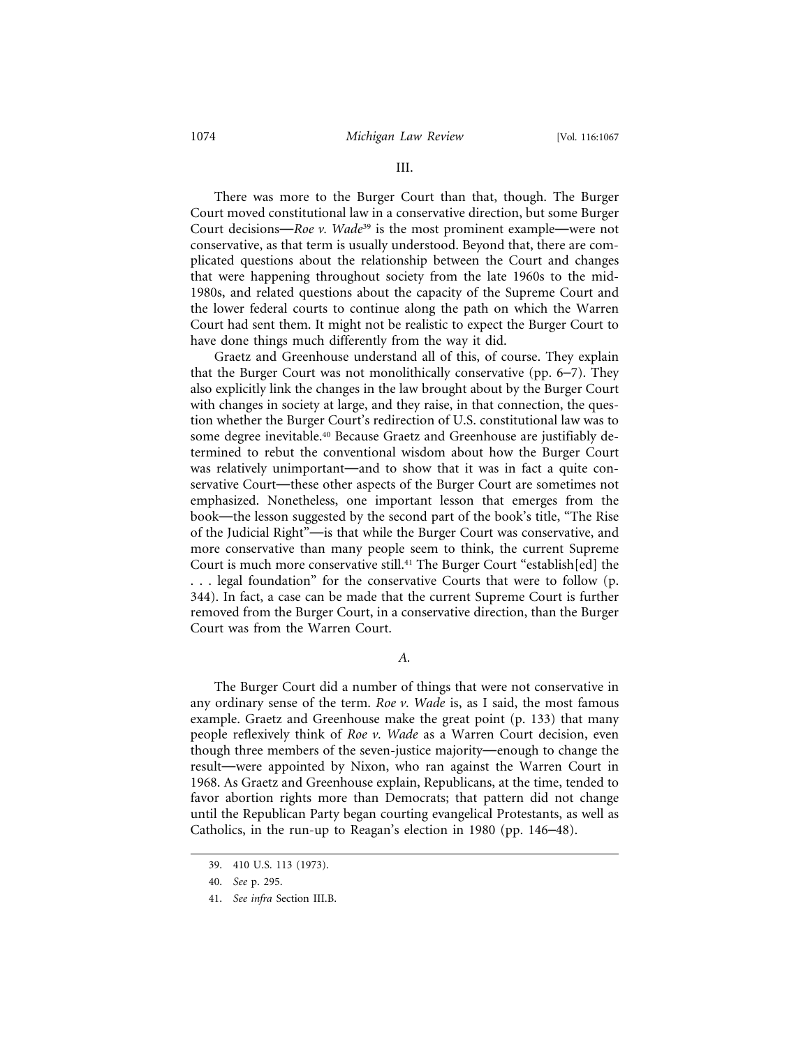## III.

There was more to the Burger Court than that, though. The Burger Court moved constitutional law in a conservative direction, but some Burger Court decisions—*Roe v. Wade*[39] is the most prominent example—were not conservative, as that term is usually understood. Beyond that, there are complicated questions about the relationship between the Court and changes that were happening throughout society from the late 1960s to the mid-1980s, and related questions about the capacity of the Supreme Court and the lower federal courts to continue along the path on which the Warren Court had sent them. It might not be realistic to expect the Burger Court to have done things much differently from the way it did.

Graetz and Greenhouse understand all of this, of course. They explain that the Burger Court was not monolithically conservative (pp. 6–7). They also explicitly link the changes in the law brought about by the Burger Court with changes in society at large, and they raise, in that connection, the question whether the Burger Court's redirection of U.S. constitutional law was to some degree inevitable.[40] Because Graetz and Greenhouse are justifiably determined to rebut the conventional wisdom about how the Burger Court was relatively unimportant—and to show that it was in fact a quite conservative Court—these other aspects of the Burger Court are sometimes not emphasized. Nonetheless, one important lesson that emerges from the book—the lesson suggested by the second part of the book's title, "The Rise of the Judicial Right"—is that while the Burger Court was conservative, and more conservative than many people seem to think, the current Supreme Court is much more conservative still.[41] The Burger Court "establish[ed] the . . . legal foundation" for the conservative Courts that were to follow (p. 344). In fact, a case can be made that the current Supreme Court is further removed from the Burger Court, in a conservative direction, than the Burger Court was from the Warren Court.

### *A.*

The Burger Court did a number of things that were not conservative in any ordinary sense of the term. *Roe v. Wade* is, as I said, the most famous example. Graetz and Greenhouse make the great point (p. 133) that many people reflexively think of *Roe v. Wade* as a Warren Court decision, even though three members of the seven-justice majority—enough to change the result—were appointed by Nixon, who ran against the Warren Court in 1968. As Graetz and Greenhouse explain, Republicans, at the time, tended to favor abortion rights more than Democrats; that pattern did not change until the Republican Party began courting evangelical Protestants, as well as Catholics, in the run-up to Reagan's election in 1980 (pp. 146–48).

---

39. 410 U.S. 113 (1973).

40. *See* p. 295.

41. *See infra* Section III.B.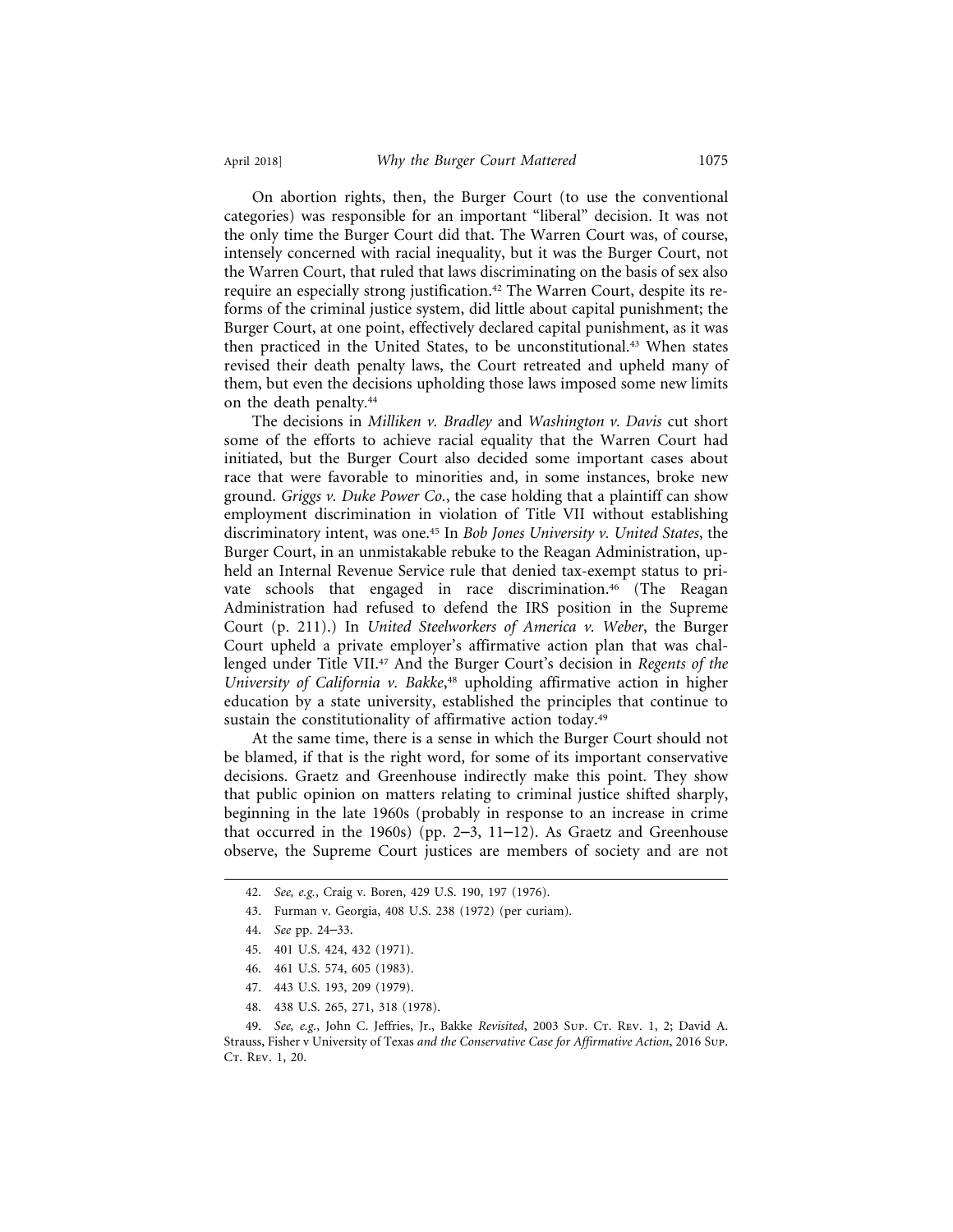On abortion rights, then, the Burger Court (to use the conventional categories) was responsible for an important "liberal" decision. It was not the only time the Burger Court did that. The Warren Court was, of course, intensely concerned with racial inequality, but it was the Burger Court, not the Warren Court, that ruled that laws discriminating on the basis of sex also require an especially strong justification.[42] The Warren Court, despite its reforms of the criminal justice system, did little about capital punishment; the Burger Court, at one point, effectively declared capital punishment, as it was then practiced in the United States, to be unconstitutional.[43] When states revised their death penalty laws, the Court retreated and upheld many of them, but even the decisions upholding those laws imposed some new limits on the death penalty.[44]

The decisions in *Milliken v. Bradley* and *Washington v. Davis* cut short some of the efforts to achieve racial equality that the Warren Court had initiated, but the Burger Court also decided some important cases about race that were favorable to minorities and, in some instances, broke new ground. *Griggs v. Duke Power Co.*, the case holding that a plaintiff can show employment discrimination in violation of Title VII without establishing discriminatory intent, was one.[45] In *Bob Jones University v. United States*, the Burger Court, in an unmistakable rebuke to the Reagan Administration, upheld an Internal Revenue Service rule that denied tax-exempt status to private schools that engaged in race discrimination.[46] (The Reagan Administration had refused to defend the IRS position in the Supreme Court (p. 211).) In *United Steelworkers of America v. Weber*, the Burger Court upheld a private employer's affirmative action plan that was challenged under Title VII.[47] And the Burger Court's decision in *Regents of the University of California v. Bakke*,[48] upholding affirmative action in higher education by a state university, established the principles that continue to sustain the constitutionality of affirmative action today.[49]

At the same time, there is a sense in which the Burger Court should not be blamed, if that is the right word, for some of its important conservative decisions. Graetz and Greenhouse indirectly make this point. They show that public opinion on matters relating to criminal justice shifted sharply, beginning in the late 1960s (probably in response to an increase in crime that occurred in the 1960s) (pp. 2–3, 11–12). As Graetz and Greenhouse observe, the Supreme Court justices are members of society and are not

---

42. *See, e.g.*, Craig v. Boren, 429 U.S. 190, 197 (1976).

43. Furman v. Georgia, 408 U.S. 238 (1972) (per curiam).

44. *See* pp. 24–33.

45. 401 U.S. 424, 432 (1971).

46. 461 U.S. 574, 605 (1983).

47. 443 U.S. 193, 209 (1979).

48. 438 U.S. 265, 271, 318 (1978).

49. *See, e.g.*, John C. Jeffries, Jr., Bakke *Revisited*, 2003 Sup. Ct. Rev. 1, 2; David A. Strauss, Fisher v University of Texas *and the Conservative Case for Affirmative Action*, 2016 Sup. Ct. Rev. 1, 20.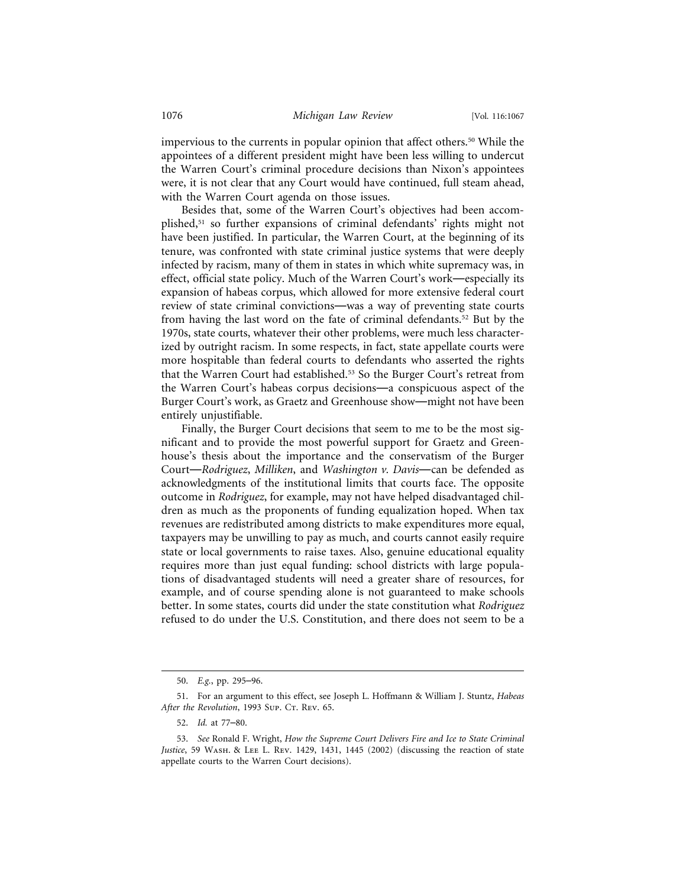impervious to the currents in popular opinion that affect others.[50] While the appointees of a different president might have been less willing to undercut the Warren Court's criminal procedure decisions than Nixon's appointees were, it is not clear that any Court would have continued, full steam ahead, with the Warren Court agenda on those issues.

Besides that, some of the Warren Court's objectives had been accomplished,[51] so further expansions of criminal defendants' rights might not have been justified. In particular, the Warren Court, at the beginning of its tenure, was confronted with state criminal justice systems that were deeply infected by racism, many of them in states in which white supremacy was, in effect, official state policy. Much of the Warren Court's work—especially its expansion of habeas corpus, which allowed for more extensive federal court review of state criminal convictions—was a way of preventing state courts from having the last word on the fate of criminal defendants.[52] But by the 1970s, state courts, whatever their other problems, were much less characterized by outright racism. In some respects, in fact, state appellate courts were more hospitable than federal courts to defendants who asserted the rights that the Warren Court had established.[53] So the Burger Court's retreat from the Warren Court's habeas corpus decisions—a conspicuous aspect of the Burger Court's work, as Graetz and Greenhouse show—might not have been entirely unjustifiable.

Finally, the Burger Court decisions that seem to me to be the most significant and to provide the most powerful support for Graetz and Greenhouse's thesis about the importance and the conservatism of the Burger Court—*Rodriguez*, *Milliken*, and *Washington v. Davis*—can be defended as acknowledgments of the institutional limits that courts face. The opposite outcome in *Rodriguez*, for example, may not have helped disadvantaged children as much as the proponents of funding equalization hoped. When tax revenues are redistributed among districts to make expenditures more equal, taxpayers may be unwilling to pay as much, and courts cannot easily require state or local governments to raise taxes. Also, genuine educational equality requires more than just equal funding: school districts with large populations of disadvantaged students will need a greater share of resources, for example, and of course spending alone is not guaranteed to make schools better. In some states, courts did under the state constitution what *Rodriguez* refused to do under the U.S. Constitution, and there does not seem to be a

---

50. *E.g.*, pp. 295–96.

51. For an argument to this effect, see Joseph L. Hoffmann & William J. Stuntz, *Habeas After the Revolution*, 1993 Sup. Ct. Rev. 65.

52. *Id.* at 77–80.

53. *See* Ronald F. Wright, *How the Supreme Court Delivers Fire and Ice to State Criminal Justice*, 59 Wash. & Lee L. Rev. 1429, 1431, 1445 (2002) (discussing the reaction of state appellate courts to the Warren Court decisions).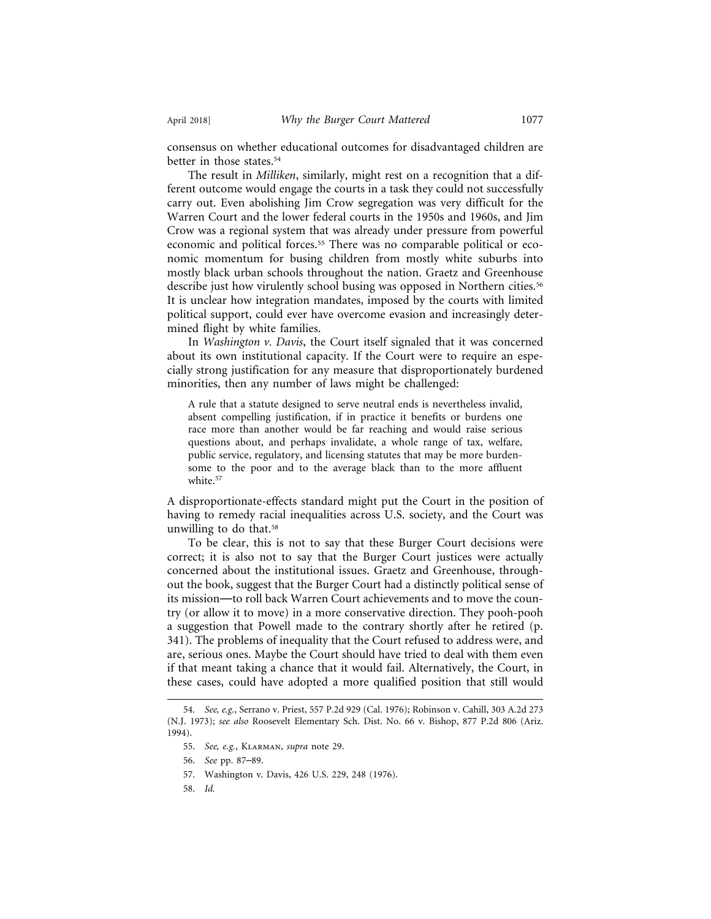consensus on whether educational outcomes for disadvantaged children are better in those states.[54]

The result in *Milliken*, similarly, might rest on a recognition that a different outcome would engage the courts in a task they could not successfully carry out. Even abolishing Jim Crow segregation was very difficult for the Warren Court and the lower federal courts in the 1950s and 1960s, and Jim Crow was a regional system that was already under pressure from powerful economic and political forces.[55] There was no comparable political or economic momentum for busing children from mostly white suburbs into mostly black urban schools throughout the nation. Graetz and Greenhouse describe just how virulently school busing was opposed in Northern cities.[56] It is unclear how integration mandates, imposed by the courts with limited political support, could ever have overcome evasion and increasingly determined flight by white families.

In *Washington v. Davis*, the Court itself signaled that it was concerned about its own institutional capacity. If the Court were to require an especially strong justification for any measure that disproportionately burdened minorities, then any number of laws might be challenged:

> A rule that a statute designed to serve neutral ends is nevertheless invalid, absent compelling justification, if in practice it benefits or burdens one race more than another would be far reaching and would raise serious questions about, and perhaps invalidate, a whole range of tax, welfare, public service, regulatory, and licensing statutes that may be more burdensome to the poor and to the average black than to the more affluent white.[57]

A disproportionate-effects standard might put the Court in the position of having to remedy racial inequalities across U.S. society, and the Court was unwilling to do that.[58]

To be clear, this is not to say that these Burger Court decisions were correct; it is also not to say that the Burger Court justices were actually concerned about the institutional issues. Graetz and Greenhouse, throughout the book, suggest that the Burger Court had a distinctly political sense of its mission—to roll back Warren Court achievements and to move the country (or allow it to move) in a more conservative direction. They pooh-pooh a suggestion that Powell made to the contrary shortly after he retired (p. 341). The problems of inequality that the Court refused to address were, and are, serious ones. Maybe the Court should have tried to deal with them even if that meant taking a chance that it would fail. Alternatively, the Court, in these cases, could have adopted a more qualified position that still would

---

54. *See, e.g.*, Serrano v. Priest, 557 P.2d 929 (Cal. 1976); Robinson v. Cahill, 303 A.2d 273 (N.J. 1973); *see also* Roosevelt Elementary Sch. Dist. No. 66 v. Bishop, 877 P.2d 806 (Ariz. 1994).

55. *See, e.g.*, Klarman, *supra* note 29.

56. *See* pp. 87–89.

57. Washington v. Davis, 426 U.S. 229, 248 (1976).

58. *Id.*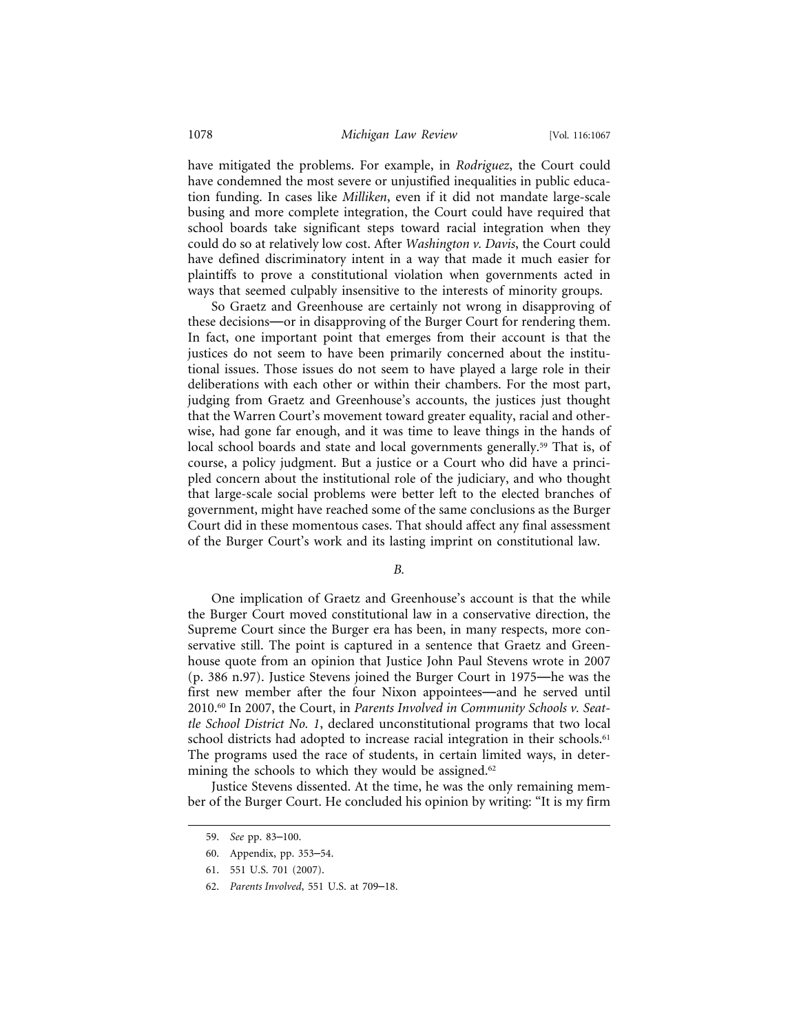have mitigated the problems. For example, in *Rodriguez*, the Court could have condemned the most severe or unjustified inequalities in public education funding. In cases like *Milliken*, even if it did not mandate large-scale busing and more complete integration, the Court could have required that school boards take significant steps toward racial integration when they could do so at relatively low cost. After *Washington v. Davis*, the Court could have defined discriminatory intent in a way that made it much easier for plaintiffs to prove a constitutional violation when governments acted in ways that seemed culpably insensitive to the interests of minority groups.

So Graetz and Greenhouse are certainly not wrong in disapproving of these decisions—or in disapproving of the Burger Court for rendering them. In fact, one important point that emerges from their account is that the justices do not seem to have been primarily concerned about the institutional issues. Those issues do not seem to have played a large role in their deliberations with each other or within their chambers. For the most part, judging from Graetz and Greenhouse's accounts, the justices just thought that the Warren Court's movement toward greater equality, racial and otherwise, had gone far enough, and it was time to leave things in the hands of local school boards and state and local governments generally.[59] That is, of course, a policy judgment. But a justice or a Court who did have a principled concern about the institutional role of the judiciary, and who thought that large-scale social problems were better left to the elected branches of government, might have reached some of the same conclusions as the Burger Court did in these momentous cases. That should affect any final assessment of the Burger Court's work and its lasting imprint on constitutional law.

### *B.*

One implication of Graetz and Greenhouse's account is that the while the Burger Court moved constitutional law in a conservative direction, the Supreme Court since the Burger era has been, in many respects, more conservative still. The point is captured in a sentence that Graetz and Greenhouse quote from an opinion that Justice John Paul Stevens wrote in 2007 (p. 386 n.97). Justice Stevens joined the Burger Court in 1975—he was the first new member after the four Nixon appointees—and he served until 2010.[60] In 2007, the Court, in *Parents Involved in Community Schools v. Seattle School District No. 1*, declared unconstitutional programs that two local school districts had adopted to increase racial integration in their schools.[61] The programs used the race of students, in certain limited ways, in determining the schools to which they would be assigned.[62]

Justice Stevens dissented. At the time, he was the only remaining member of the Burger Court. He concluded his opinion by writing: "It is my firm

59. *See* pp. 83–100.

60. Appendix, pp. 353–54.

61. 551 U.S. 701 (2007).

62. *Parents Involved*, 551 U.S. at 709–18.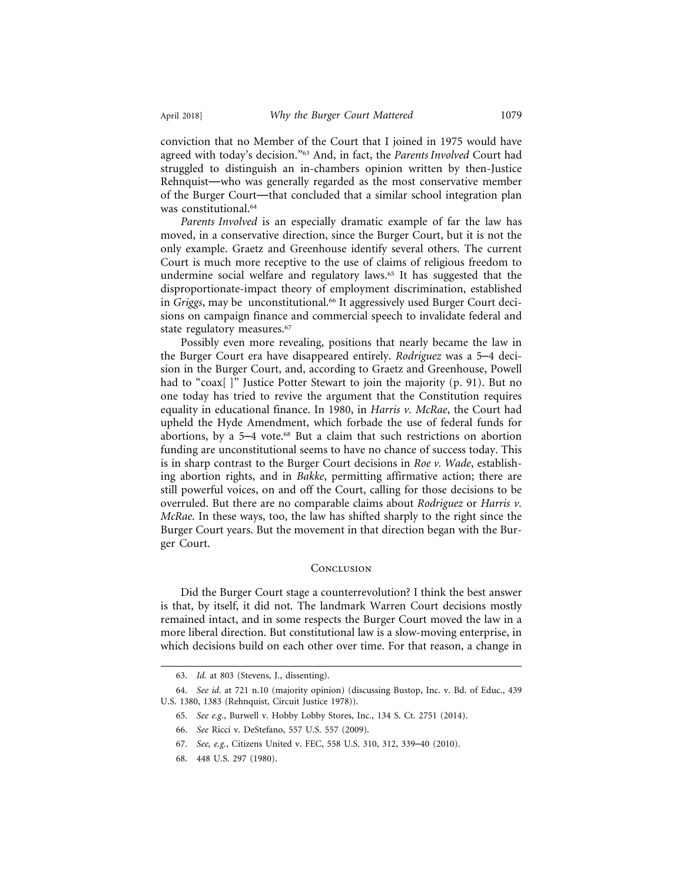conviction that no Member of the Court that I joined in 1975 would have agreed with today's decision."[63] And, in fact, the *Parents Involved* Court had struggled to distinguish an in-chambers opinion written by then-Justice Rehnquist—who was generally regarded as the most conservative member of the Burger Court—that concluded that a similar school integration plan was constitutional.[64]

*Parents Involved* is an especially dramatic example of far the law has moved, in a conservative direction, since the Burger Court, but it is not the only example. Graetz and Greenhouse identify several others. The current Court is much more receptive to the use of claims of religious freedom to undermine social welfare and regulatory laws.[65] It has suggested that the disproportionate-impact theory of employment discrimination, established in *Griggs*, may be unconstitutional.[66] It aggressively used Burger Court decisions on campaign finance and commercial speech to invalidate federal and state regulatory measures.[67]

Possibly even more revealing, positions that nearly became the law in the Burger Court era have disappeared entirely. *Rodriguez* was a 5–4 decision in the Burger Court, and, according to Graetz and Greenhouse, Powell had to "coax[ ]" Justice Potter Stewart to join the majority (p. 91). But no one today has tried to revive the argument that the Constitution requires equality in educational finance. In 1980, in *Harris v. McRae*, the Court had upheld the Hyde Amendment, which forbade the use of federal funds for abortions, by a 5–4 vote.[68] But a claim that such restrictions on abortion funding are unconstitutional seems to have no chance of success today. This is in sharp contrast to the Burger Court decisions in *Roe v. Wade*, establishing abortion rights, and in *Bakke*, permitting affirmative action; there are still powerful voices, on and off the Court, calling for those decisions to be overruled. But there are no comparable claims about *Rodriguez* or *Harris v. McRae*. In these ways, too, the law has shifted sharply to the right since the Burger Court years. But the movement in that direction began with the Burger Court.

## Conclusion

Did the Burger Court stage a counterrevolution? I think the best answer is that, by itself, it did not. The landmark Warren Court decisions mostly remained intact, and in some respects the Burger Court moved the law in a more liberal direction. But constitutional law is a slow-moving enterprise, in which decisions build on each other over time. For that reason, a change in

---

63. *Id.* at 803 (Stevens, J., dissenting).

64. *See id.* at 721 n.10 (majority opinion) (discussing Bustop, Inc. v. Bd. of Educ., 439 U.S. 1380, 1383 (Rehnquist, Circuit Justice 1978)).

65. *See e.g.*, Burwell v. Hobby Lobby Stores, Inc., 134 S. Ct. 2751 (2014).

66. *See* Ricci v. DeStefano, 557 U.S. 557 (2009).

67. *See, e.g.*, Citizens United v. FEC, 558 U.S. 310, 312, 339–40 (2010).

68. 448 U.S. 297 (1980).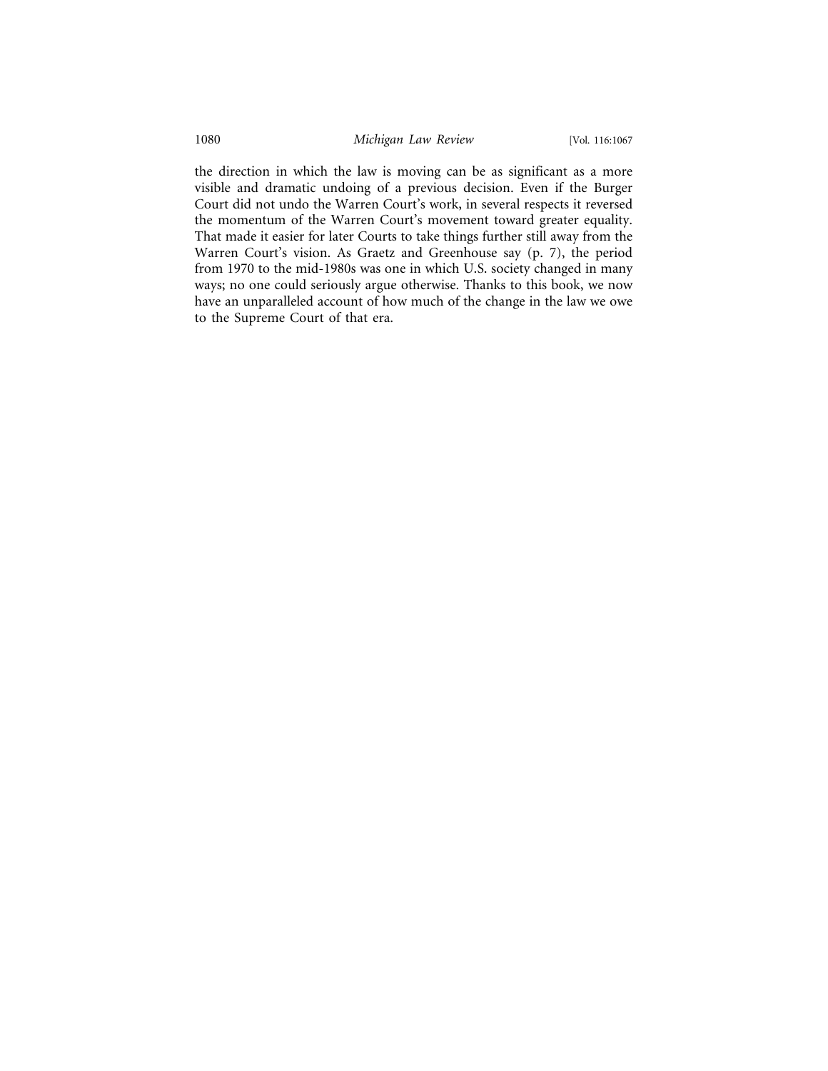the direction in which the law is moving can be as significant as a more visible and dramatic undoing of a previous decision. Even if the Burger Court did not undo the Warren Court's work, in several respects it reversed the momentum of the Warren Court's movement toward greater equality. That made it easier for later Courts to take things further still away from the Warren Court's vision. As Graetz and Greenhouse say (p. 7), the period from 1970 to the mid-1980s was one in which U.S. society changed in many ways; no one could seriously argue otherwise. Thanks to this book, we now have an unparalleled account of how much of the change in the law we owe to the Supreme Court of that era.